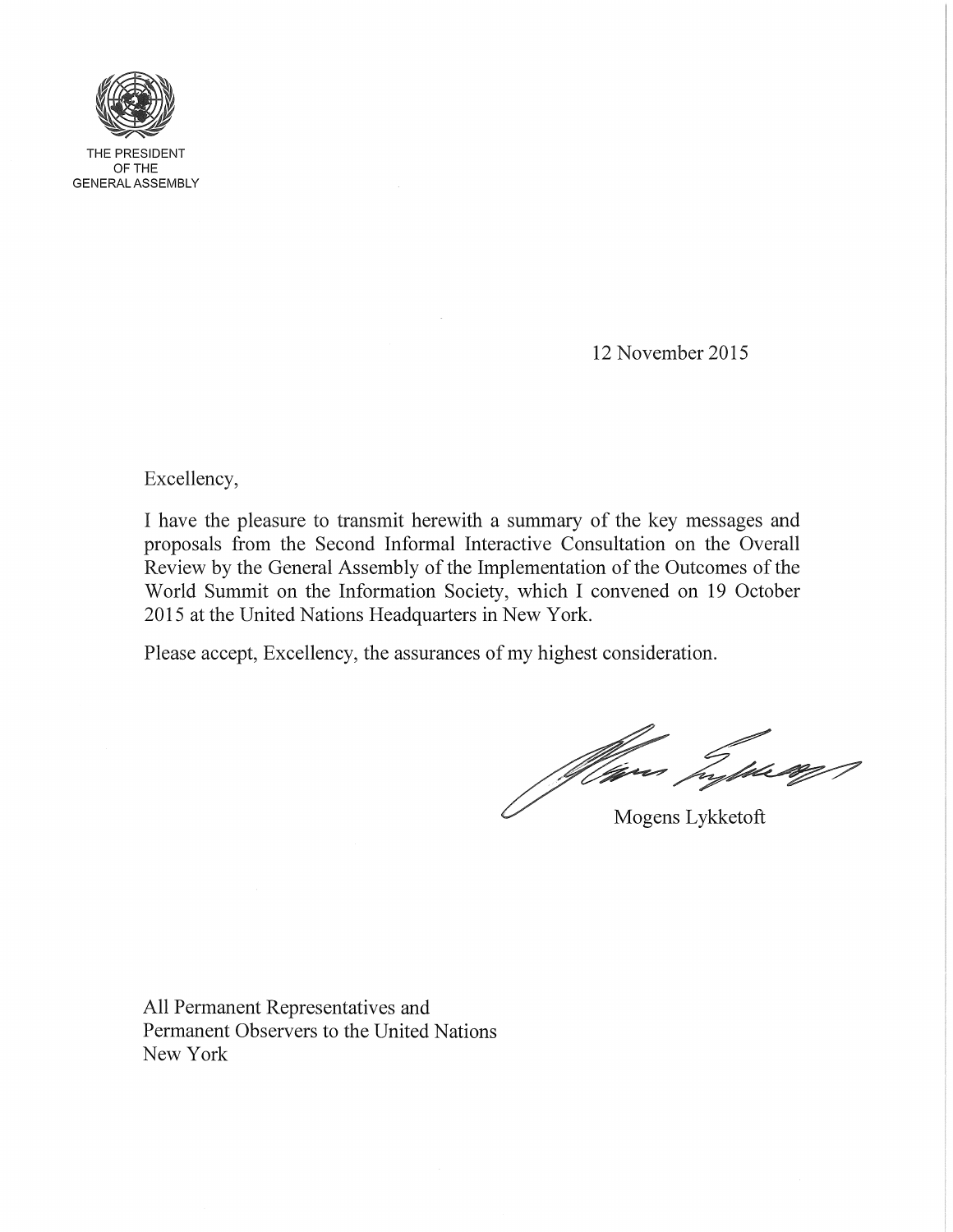THE PRESIDENT
OF THE
GENERAL ASSEMBLY

12 November 2015

Excellency,

I have the pleasure to transmit herewith a summary of the key messages and proposals from the Second Informal Interactive Consultation on the Overall Review by the General Assembly of the Implementation of the Outcomes of the World Summit on the Information Society, which I convened on 19 October 2015 at the United Nations Headquarters in New York.

Please accept, Excellency, the assurances of my highest consideration.

Mogens Lykketoft

All Permanent Representatives and
Permanent Observers to the United Nations
New York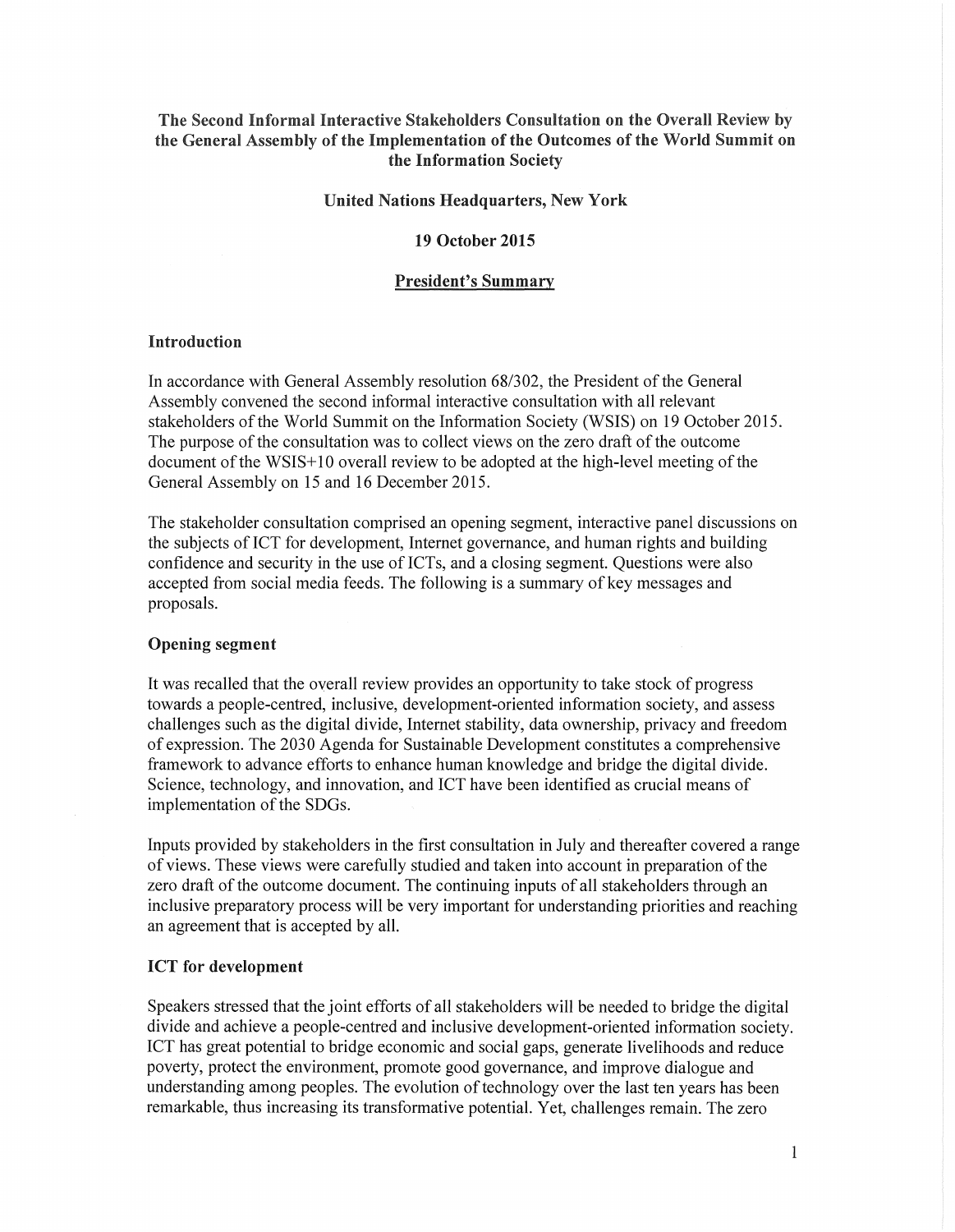**The Second Informal Interactive Stakeholders Consultation on the Overall Review by the General Assembly of the Implementation of the Outcomes of the World Summit on the Information Society**

**United Nations Headquarters, New York**

**19 October 2015**

**President's Summary**

## Introduction

In accordance with General Assembly resolution 68/302, the President of the General Assembly convened the second informal interactive consultation with all relevant stakeholders of the World Summit on the Information Society (WSIS) on 19 October 2015. The purpose of the consultation was to collect views on the zero draft of the outcome document of the WSIS+10 overall review to be adopted at the high-level meeting of the General Assembly on 15 and 16 December 2015.

The stakeholder consultation comprised an opening segment, interactive panel discussions on the subjects of ICT for development, Internet governance, and human rights and building confidence and security in the use of ICTs, and a closing segment. Questions were also accepted from social media feeds. The following is a summary of key messages and proposals.

## Opening segment

It was recalled that the overall review provides an opportunity to take stock of progress towards a people-centred, inclusive, development-oriented information society, and assess challenges such as the digital divide, Internet stability, data ownership, privacy and freedom of expression. The 2030 Agenda for Sustainable Development constitutes a comprehensive framework to advance efforts to enhance human knowledge and bridge the digital divide. Science, technology, and innovation, and ICT have been identified as crucial means of implementation of the SDGs.

Inputs provided by stakeholders in the first consultation in July and thereafter covered a range of views. These views were carefully studied and taken into account in preparation of the zero draft of the outcome document. The continuing inputs of all stakeholders through an inclusive preparatory process will be very important for understanding priorities and reaching an agreement that is accepted by all.

## ICT for development

Speakers stressed that the joint efforts of all stakeholders will be needed to bridge the digital divide and achieve a people-centred and inclusive development-oriented information society. ICT has great potential to bridge economic and social gaps, generate livelihoods and reduce poverty, protect the environment, promote good governance, and improve dialogue and understanding among peoples. The evolution of technology over the last ten years has been remarkable, thus increasing its transformative potential. Yet, challenges remain. The zero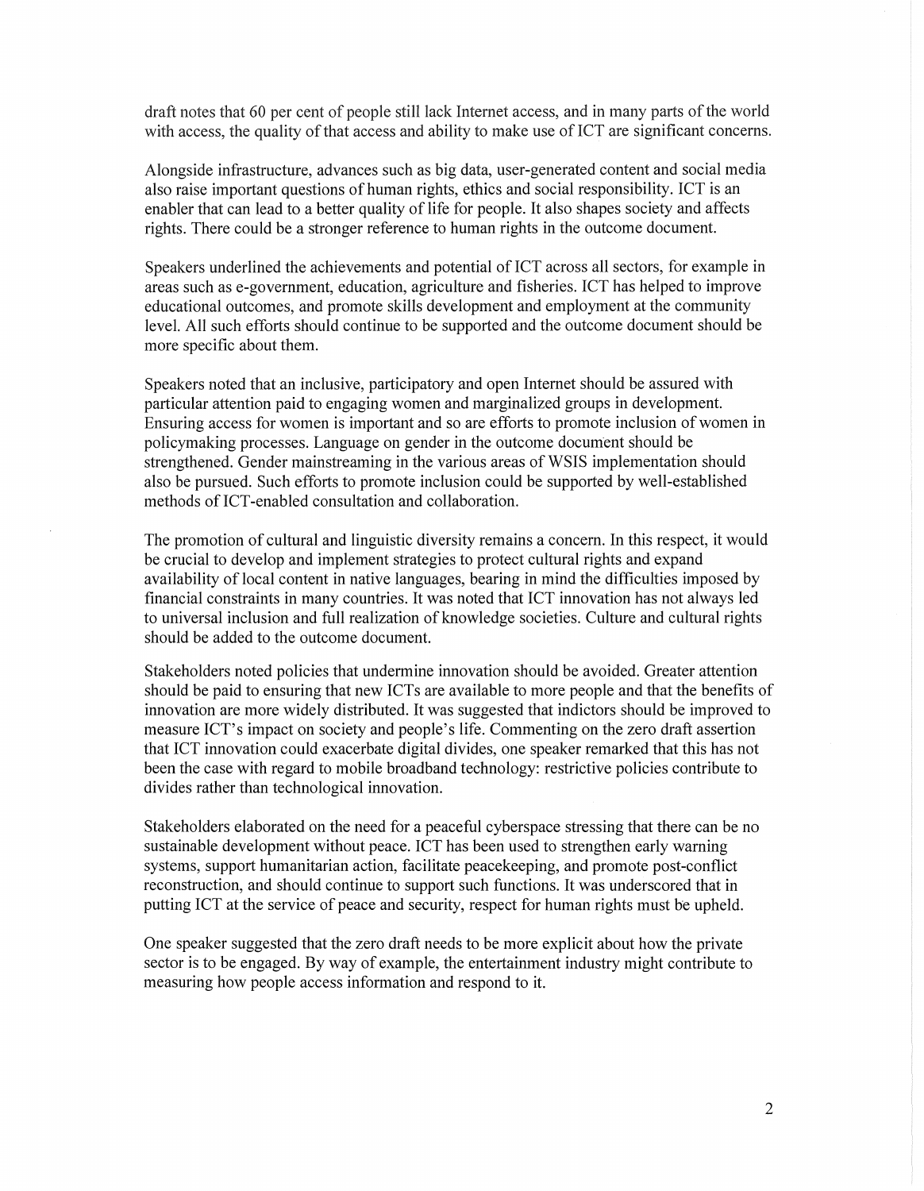draft notes that 60 per cent of people still lack Internet access, and in many parts of the world with access, the quality of that access and ability to make use of ICT are significant concerns.

Alongside infrastructure, advances such as big data, user-generated content and social media also raise important questions of human rights, ethics and social responsibility. ICT is an enabler that can lead to a better quality of life for people. It also shapes society and affects rights. There could be a stronger reference to human rights in the outcome document.

Speakers underlined the achievements and potential of ICT across all sectors, for example in areas such as e-government, education, agriculture and fisheries. ICT has helped to improve educational outcomes, and promote skills development and employment at the community level. All such efforts should continue to be supported and the outcome document should be more specific about them.

Speakers noted that an inclusive, participatory and open Internet should be assured with particular attention paid to engaging women and marginalized groups in development. Ensuring access for women is important and so are efforts to promote inclusion of women in policymaking processes. Language on gender in the outcome document should be strengthened. Gender mainstreaming in the various areas of WSIS implementation should also be pursued. Such efforts to promote inclusion could be supported by well-established methods of ICT-enabled consultation and collaboration.

The promotion of cultural and linguistic diversity remains a concern. In this respect, it would be crucial to develop and implement strategies to protect cultural rights and expand availability of local content in native languages, bearing in mind the difficulties imposed by financial constraints in many countries. It was noted that ICT innovation has not always led to universal inclusion and full realization of knowledge societies. Culture and cultural rights should be added to the outcome document.

Stakeholders noted policies that undermine innovation should be avoided. Greater attention should be paid to ensuring that new ICTs are available to more people and that the benefits of innovation are more widely distributed. It was suggested that indictors should be improved to measure ICT's impact on society and people's life. Commenting on the zero draft assertion that ICT innovation could exacerbate digital divides, one speaker remarked that this has not been the case with regard to mobile broadband technology: restrictive policies contribute to divides rather than technological innovation.

Stakeholders elaborated on the need for a peaceful cyberspace stressing that there can be no sustainable development without peace. ICT has been used to strengthen early warning systems, support humanitarian action, facilitate peacekeeping, and promote post-conflict reconstruction, and should continue to support such functions. It was underscored that in putting ICT at the service of peace and security, respect for human rights must be upheld.

One speaker suggested that the zero draft needs to be more explicit about how the private sector is to be engaged. By way of example, the entertainment industry might contribute to measuring how people access information and respond to it.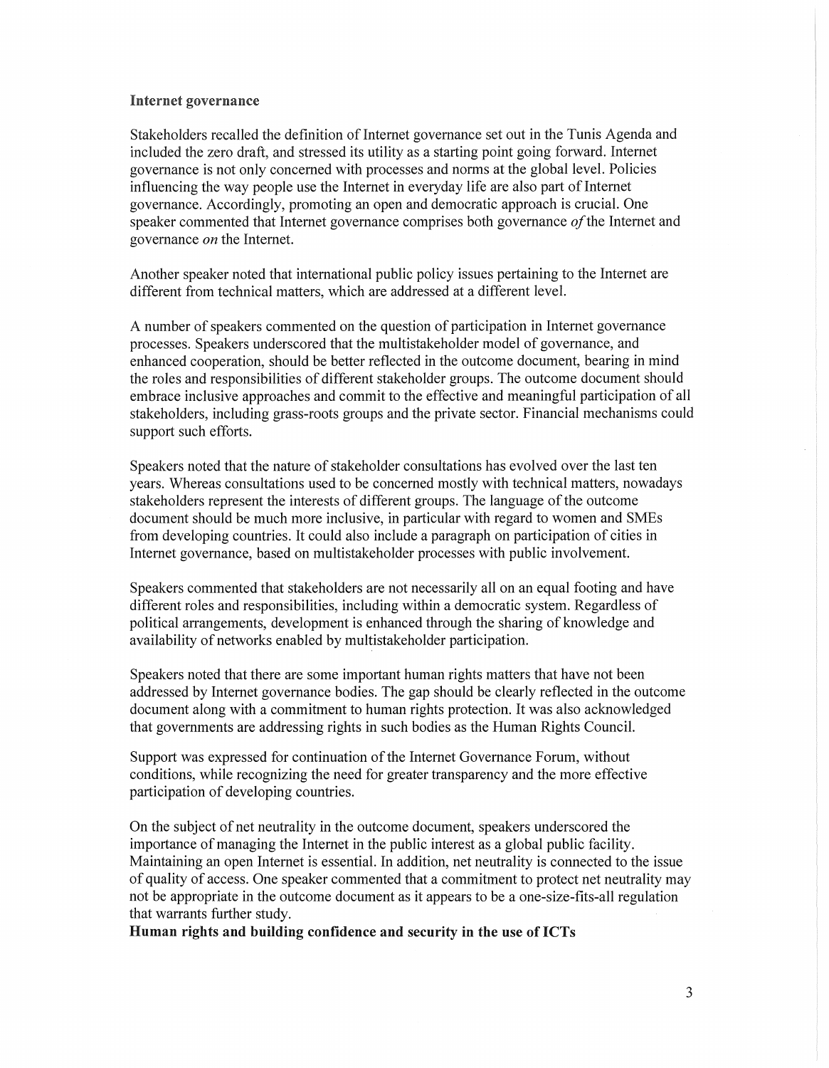**Internet governance**

Stakeholders recalled the definition of Internet governance set out in the Tunis Agenda and included the zero draft, and stressed its utility as a starting point going forward. Internet governance is not only concerned with processes and norms at the global level. Policies influencing the way people use the Internet in everyday life are also part of Internet governance. Accordingly, promoting an open and democratic approach is crucial. One speaker commented that Internet governance comprises both governance *of* the Internet and governance *on* the Internet.

Another speaker noted that international public policy issues pertaining to the Internet are different from technical matters, which are addressed at a different level.

A number of speakers commented on the question of participation in Internet governance processes. Speakers underscored that the multistakeholder model of governance, and enhanced cooperation, should be better reflected in the outcome document, bearing in mind the roles and responsibilities of different stakeholder groups. The outcome document should embrace inclusive approaches and commit to the effective and meaningful participation of all stakeholders, including grass-roots groups and the private sector. Financial mechanisms could support such efforts.

Speakers noted that the nature of stakeholder consultations has evolved over the last ten years. Whereas consultations used to be concerned mostly with technical matters, nowadays stakeholders represent the interests of different groups. The language of the outcome document should be much more inclusive, in particular with regard to women and SMEs from developing countries. It could also include a paragraph on participation of cities in Internet governance, based on multistakeholder processes with public involvement.

Speakers commented that stakeholders are not necessarily all on an equal footing and have different roles and responsibilities, including within a democratic system. Regardless of political arrangements, development is enhanced through the sharing of knowledge and availability of networks enabled by multistakeholder participation.

Speakers noted that there are some important human rights matters that have not been addressed by Internet governance bodies. The gap should be clearly reflected in the outcome document along with a commitment to human rights protection. It was also acknowledged that governments are addressing rights in such bodies as the Human Rights Council.

Support was expressed for continuation of the Internet Governance Forum, without conditions, while recognizing the need for greater transparency and the more effective participation of developing countries.

On the subject of net neutrality in the outcome document, speakers underscored the importance of managing the Internet in the public interest as a global public facility. Maintaining an open Internet is essential. In addition, net neutrality is connected to the issue of quality of access. One speaker commented that a commitment to protect net neutrality may not be appropriate in the outcome document as it appears to be a one-size-fits-all regulation that warrants further study.

**Human rights and building confidence and security in the use of ICTs**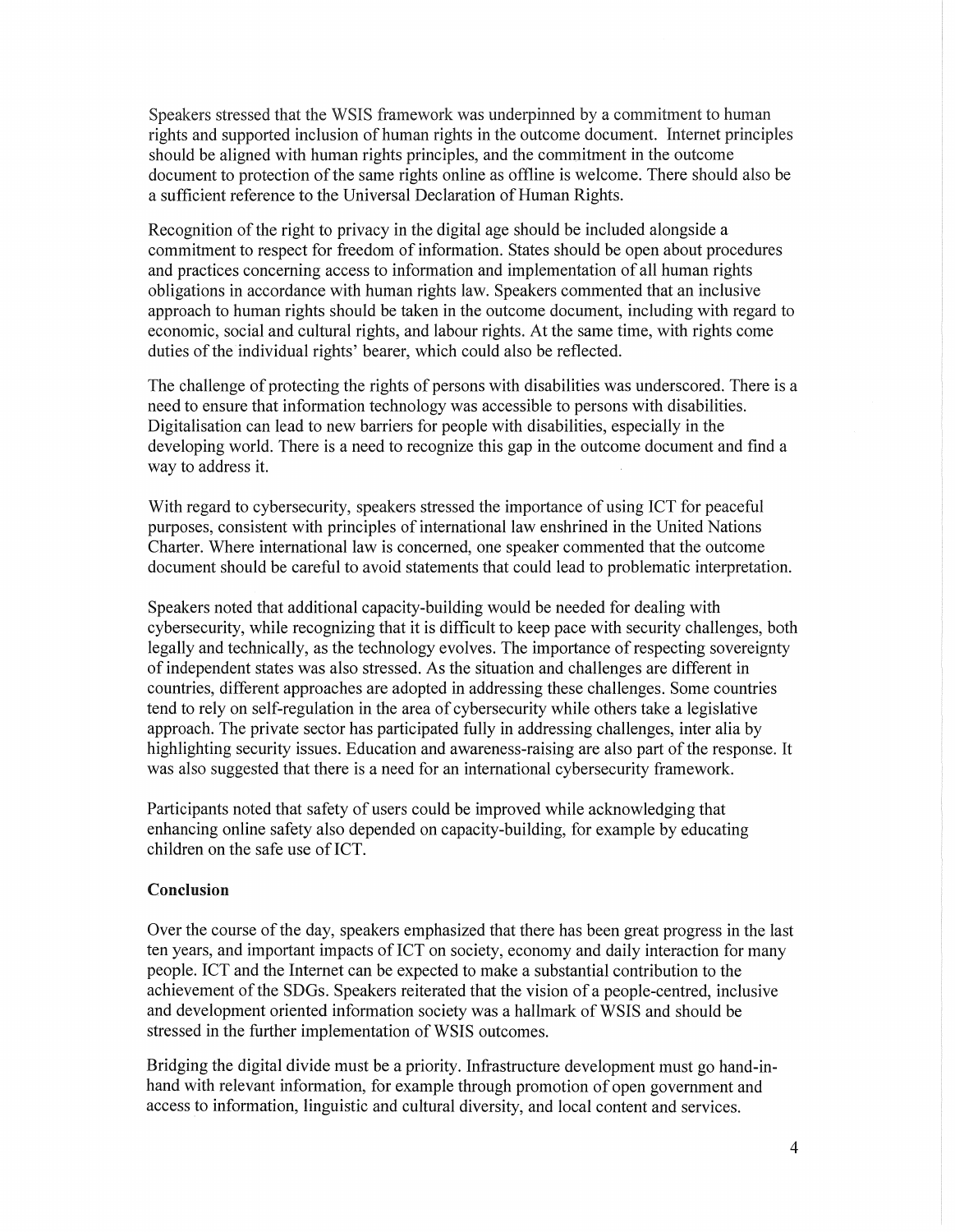Speakers stressed that the WSIS framework was underpinned by a commitment to human rights and supported inclusion of human rights in the outcome document. Internet principles should be aligned with human rights principles, and the commitment in the outcome document to protection of the same rights online as offline is welcome. There should also be a sufficient reference to the Universal Declaration of Human Rights.

Recognition of the right to privacy in the digital age should be included alongside a commitment to respect for freedom of information. States should be open about procedures and practices concerning access to information and implementation of all human rights obligations in accordance with human rights law. Speakers commented that an inclusive approach to human rights should be taken in the outcome document, including with regard to economic, social and cultural rights, and labour rights. At the same time, with rights come duties of the individual rights' bearer, which could also be reflected.

The challenge of protecting the rights of persons with disabilities was underscored. There is a need to ensure that information technology was accessible to persons with disabilities. Digitalisation can lead to new barriers for people with disabilities, especially in the developing world. There is a need to recognize this gap in the outcome document and find a way to address it.

With regard to cybersecurity, speakers stressed the importance of using ICT for peaceful purposes, consistent with principles of international law enshrined in the United Nations Charter. Where international law is concerned, one speaker commented that the outcome document should be careful to avoid statements that could lead to problematic interpretation.

Speakers noted that additional capacity-building would be needed for dealing with cybersecurity, while recognizing that it is difficult to keep pace with security challenges, both legally and technically, as the technology evolves. The importance of respecting sovereignty of independent states was also stressed. As the situation and challenges are different in countries, different approaches are adopted in addressing these challenges. Some countries tend to rely on self-regulation in the area of cybersecurity while others take a legislative approach. The private sector has participated fully in addressing challenges, inter alia by highlighting security issues. Education and awareness-raising are also part of the response. It was also suggested that there is a need for an international cybersecurity framework.

Participants noted that safety of users could be improved while acknowledging that enhancing online safety also depended on capacity-building, for example by educating children on the safe use of ICT.

**Conclusion**

Over the course of the day, speakers emphasized that there has been great progress in the last ten years, and important impacts of ICT on society, economy and daily interaction for many people. ICT and the Internet can be expected to make a substantial contribution to the achievement of the SDGs. Speakers reiterated that the vision of a people-centred, inclusive and development oriented information society was a hallmark of WSIS and should be stressed in the further implementation of WSIS outcomes.

Bridging the digital divide must be a priority. Infrastructure development must go hand-in-hand with relevant information, for example through promotion of open government and access to information, linguistic and cultural diversity, and local content and services.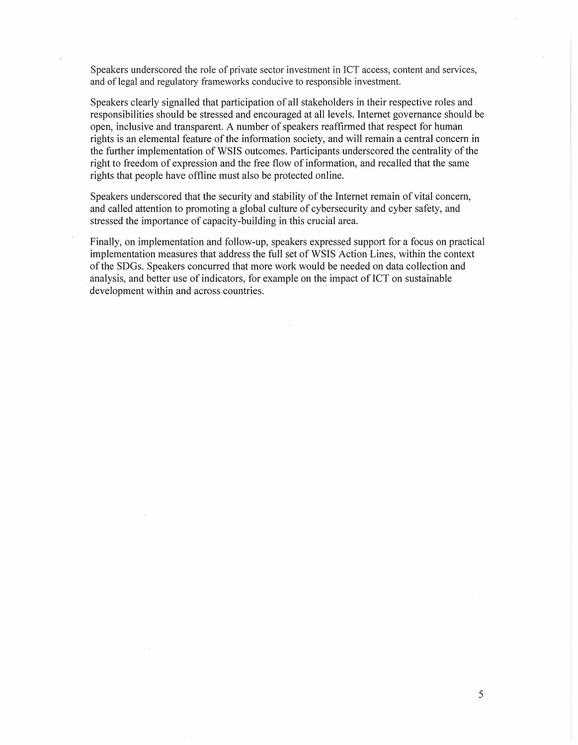Speakers underscored the role of private sector investment in ICT access, content and services, and of legal and regulatory frameworks conducive to responsible investment.

Speakers clearly signalled that participation of all stakeholders in their respective roles and responsibilities should be stressed and encouraged at all levels. Internet governance should be open, inclusive and transparent. A number of speakers reaffirmed that respect for human rights is an elemental feature of the information society, and will remain a central concern in the further implementation of WSIS outcomes. Participants underscored the centrality of the right to freedom of expression and the free flow of information, and recalled that the same rights that people have offline must also be protected online.

Speakers underscored that the security and stability of the Internet remain of vital concern, and called attention to promoting a global culture of cybersecurity and cyber safety, and stressed the importance of capacity-building in this crucial area.

Finally, on implementation and follow-up, speakers expressed support for a focus on practical implementation measures that address the full set of WSIS Action Lines, within the context of the SDGs. Speakers concurred that more work would be needed on data collection and analysis, and better use of indicators, for example on the impact of ICT on sustainable development within and across countries.